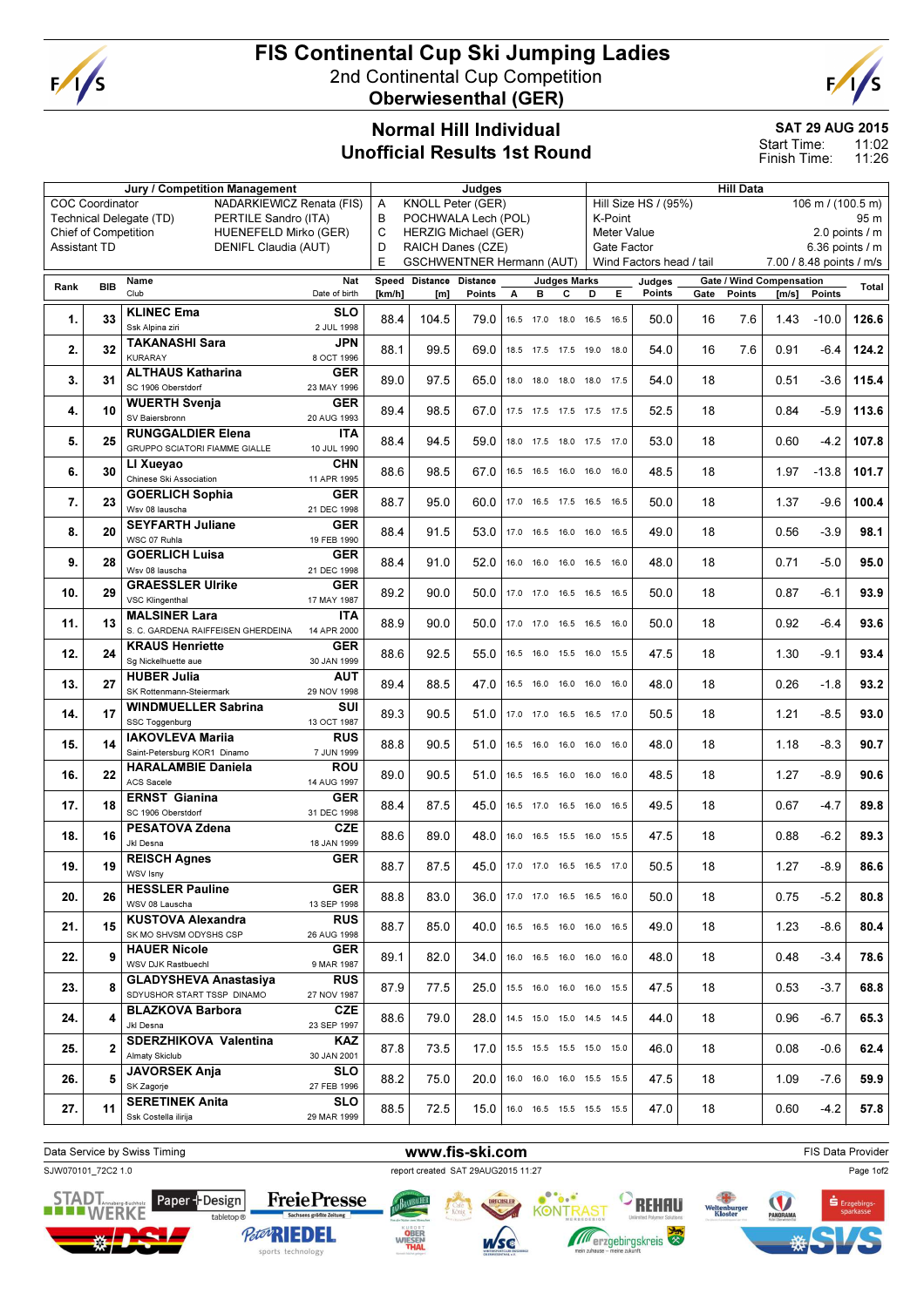# FIS Continental Cup Ski Jumping Ladies

## 2nd Continental Cup Competition

## Oberwiesenthal (GER)

### Normal Hill Individual
### Unofficial Results 1st Round

SAT 29 AUG 2015
Start Time: 11:02
Finish Time: 11:26

| Jury / Competition Management | | Judges | | Hill Data | |
|---|---|---|---|---|---|
| COC Coordinator | NADARKIEWICZ Renata (FIS) | A | KNOLL Peter (GER) | Hill Size HS / (95%) | 106 m / (100.5 m) |
| Technical Delegate (TD) | PERTILE Sandro (ITA) | B | POCHWALA Lech (POL) | K-Point | 95 m |
| Chief of Competition | HUENEFELD Mirko (GER) | C | HERZIG Michael (GER) | Meter Value | 2.0 points / m |
| Assistant TD | DENIFL Claudia (AUT) | D | RAICH Danes (CZE) | Gate Factor | 6.36 points / m |
| | | E | GSCHWENTNER Hermann (AUT) | Wind Factors head / tail | 7.00 / 8.48 points / m/s |

| Rank | BIB | Name / Club | Nat / Date of birth | Speed [km/h] | Distance [m] | Distance Points | A | B | C | D | E | Judges Points | Gate | Gate Points | Wind [m/s] | Wind Points | Total |
|---|---|---|---|---|---|---|---|---|---|---|---|---|---|---|---|---|---|
| 1. | 33 | KLINEC Ema / Ssk Alpina ziri | SLO / 2 JUL 1998 | 88.4 | 104.5 | 79.0 | 16.5 | 17.0 | 18.0 | 16.5 | 16.5 | 50.0 | 16 | 7.6 | 1.43 | -10.0 | 126.6 |
| 2. | 32 | TAKANASHI Sara / KURARAY | JPN / 8 OCT 1996 | 88.1 | 99.5 | 69.0 | 18.5 | 17.5 | 17.5 | 19.0 | 18.0 | 54.0 | 16 | 7.6 | 0.91 | -6.4 | 124.2 |
| 3. | 31 | ALTHAUS Katharina / SC 1906 Oberstdorf | GER / 23 MAY 1996 | 89.0 | 97.5 | 65.0 | 18.0 | 18.0 | 18.0 | 18.0 | 17.5 | 54.0 | 18 | | 0.51 | -3.6 | 115.4 |
| 4. | 10 | WUERTH Svenja / SV Baiersbronn | GER / 20 AUG 1993 | 89.4 | 98.5 | 67.0 | 17.5 | 17.5 | 17.5 | 17.5 | 17.5 | 52.5 | 18 | | 0.84 | -5.9 | 113.6 |
| 5. | 25 | RUNGGALDIER Elena / GRUPPO SCIATORI FIAMME GIALLE | ITA / 10 JUL 1990 | 88.4 | 94.5 | 59.0 | 18.0 | 17.5 | 18.0 | 17.5 | 17.0 | 53.0 | 18 | | 0.60 | -4.2 | 107.8 |
| 6. | 30 | LI Xueyao / Chinese Ski Association | CHN / 11 APR 1995 | 88.6 | 98.5 | 67.0 | 16.5 | 16.5 | 16.0 | 16.0 | 16.0 | 48.5 | 18 | | 1.97 | -13.8 | 101.7 |
| 7. | 23 | GOERLICH Sophia / Wsv 08 lauscha | GER / 21 DEC 1998 | 88.7 | 95.0 | 60.0 | 17.0 | 16.5 | 17.5 | 16.5 | 16.5 | 50.0 | 18 | | 1.37 | -9.6 | 100.4 |
| 8. | 20 | SEYFARTH Juliane / WSC 07 Ruhla | GER / 19 FEB 1990 | 88.4 | 91.5 | 53.0 | 17.0 | 16.5 | 16.0 | 16.0 | 16.5 | 49.0 | 18 | | 0.56 | -3.9 | 98.1 |
| 9. | 28 | GOERLICH Luisa / Wsv 08 lauscha | GER / 21 DEC 1998 | 88.4 | 91.0 | 52.0 | 16.0 | 16.0 | 16.0 | 16.5 | 16.0 | 48.0 | 18 | | 0.71 | -5.0 | 95.0 |
| 10. | 29 | GRAESSLER Ulrike / VSC Klingenthal | GER / 17 MAY 1987 | 89.2 | 90.0 | 50.0 | 17.0 | 17.0 | 16.5 | 16.5 | 16.5 | 50.0 | 18 | | 0.87 | -6.1 | 93.9 |
| 11. | 13 | MALSINER Lara / S. C. GARDENA RAIFFEISEN GHERDEINA | ITA / 14 APR 2000 | 88.9 | 90.0 | 50.0 | 17.0 | 17.0 | 16.5 | 16.5 | 16.0 | 50.0 | 18 | | 0.92 | -6.4 | 93.6 |
| 12. | 24 | KRAUS Henriette / Sg Nickelhuette aue | GER / 30 JAN 1999 | 88.6 | 92.5 | 55.0 | 16.5 | 16.0 | 15.5 | 16.0 | 15.5 | 47.5 | 18 | | 1.30 | -9.1 | 93.4 |
| 13. | 27 | HUBER Julia / SK Rottenmann-Steiermark | AUT / 29 NOV 1998 | 89.4 | 88.5 | 47.0 | 16.5 | 16.0 | 16.0 | 16.0 | 16.0 | 48.0 | 18 | | 0.26 | -1.8 | 93.2 |
| 14. | 17 | WINDMUELLER Sabrina / SSC Toggenburg | SUI / 13 OCT 1987 | 89.3 | 90.5 | 51.0 | 17.0 | 17.0 | 16.5 | 16.5 | 17.0 | 50.5 | 18 | | 1.21 | -8.5 | 93.0 |
| 15. | 14 | IAKOVLEVA Mariia / Saint-Petersburg KOR1 Dinamo | RUS / 7 JUN 1999 | 88.8 | 90.5 | 51.0 | 16.5 | 16.0 | 16.0 | 16.0 | 16.0 | 48.0 | 18 | | 1.18 | -8.3 | 90.7 |
| 16. | 22 | HARALAMBIE Daniela / ACS Sacele | ROU / 14 AUG 1997 | 89.0 | 90.5 | 51.0 | 16.5 | 16.5 | 16.0 | 16.0 | 16.0 | 48.5 | 18 | | 1.27 | -8.9 | 90.6 |
| 17. | 18 | ERNST Gianina / SC 1906 Oberstdorf | GER / 31 DEC 1998 | 88.4 | 87.5 | 45.0 | 16.5 | 17.0 | 16.5 | 16.0 | 16.5 | 49.5 | 18 | | 0.67 | -4.7 | 89.8 |
| 18. | 16 | PESATOVA Zdena / Jkl Desna | CZE / 18 JAN 1999 | 88.6 | 89.0 | 48.0 | 16.0 | 16.5 | 15.5 | 16.0 | 15.5 | 47.5 | 18 | | 0.88 | -6.2 | 89.3 |
| 19. | 19 | REISCH Agnes / WSV Isny | GER | 88.7 | 87.5 | 45.0 | 17.0 | 17.0 | 16.5 | 16.5 | 17.0 | 50.5 | 18 | | 1.27 | -8.9 | 86.6 |
| 20. | 26 | HESSLER Pauline / WSV 08 Lauscha | GER / 13 SEP 1998 | 88.8 | 83.0 | 36.0 | 17.0 | 17.0 | 16.5 | 16.5 | 16.0 | 50.0 | 18 | | 0.75 | -5.2 | 80.8 |
| 21. | 15 | KUSTOVA Alexandra / SK MO SHVSM ODYSHS CSP | RUS / 26 AUG 1998 | 88.7 | 85.0 | 40.0 | 16.5 | 16.5 | 16.0 | 16.0 | 16.5 | 49.0 | 18 | | 1.23 | -8.6 | 80.4 |
| 22. | 9 | HAUER Nicole / WSV DJK Rastbuechl | GER / 9 MAR 1987 | 89.1 | 82.0 | 34.0 | 16.0 | 16.5 | 16.0 | 16.0 | 16.0 | 48.0 | 18 | | 0.48 | -3.4 | 78.6 |
| 23. | 8 | GLADYSHEVA Anastasiya / SDYUSHOR START TSSP DINAMO | RUS / 27 NOV 1987 | 87.9 | 77.5 | 25.0 | 15.5 | 16.0 | 16.0 | 16.0 | 15.5 | 47.5 | 18 | | 0.53 | -3.7 | 68.8 |
| 24. | 4 | BLAZKOVA Barbora / Jkl Desna | CZE / 23 SEP 1997 | 88.6 | 79.0 | 28.0 | 14.5 | 15.0 | 15.0 | 14.5 | 14.5 | 44.0 | 18 | | 0.96 | -6.7 | 65.3 |
| 25. | 2 | SDERZHIKOVA Valentina / Almaty Skiclub | KAZ / 30 JAN 2001 | 87.8 | 73.5 | 17.0 | 15.5 | 15.5 | 15.5 | 15.0 | 15.0 | 46.0 | 18 | | 0.08 | -0.6 | 62.4 |
| 26. | 5 | JAVORSEK Anja / SK Zagorje | SLO / 27 FEB 1996 | 88.2 | 75.0 | 20.0 | 16.0 | 16.0 | 16.0 | 15.5 | 15.5 | 47.5 | 18 | | 1.09 | -7.6 | 59.9 |
| 27. | 11 | SERETINEK Anita / Ssk Costella ilirija | SLO / 29 MAR 1999 | 88.5 | 72.5 | 15.0 | 16.0 | 16.5 | 15.5 | 15.5 | 15.5 | 47.0 | 18 | | 0.60 | -4.2 | 57.8 |

Data Service by Swiss Timing | www.fis-ski.com | FIS Data Provider

SJW070101_72C2 1.0 | report created SAT 29AUG2015 11:27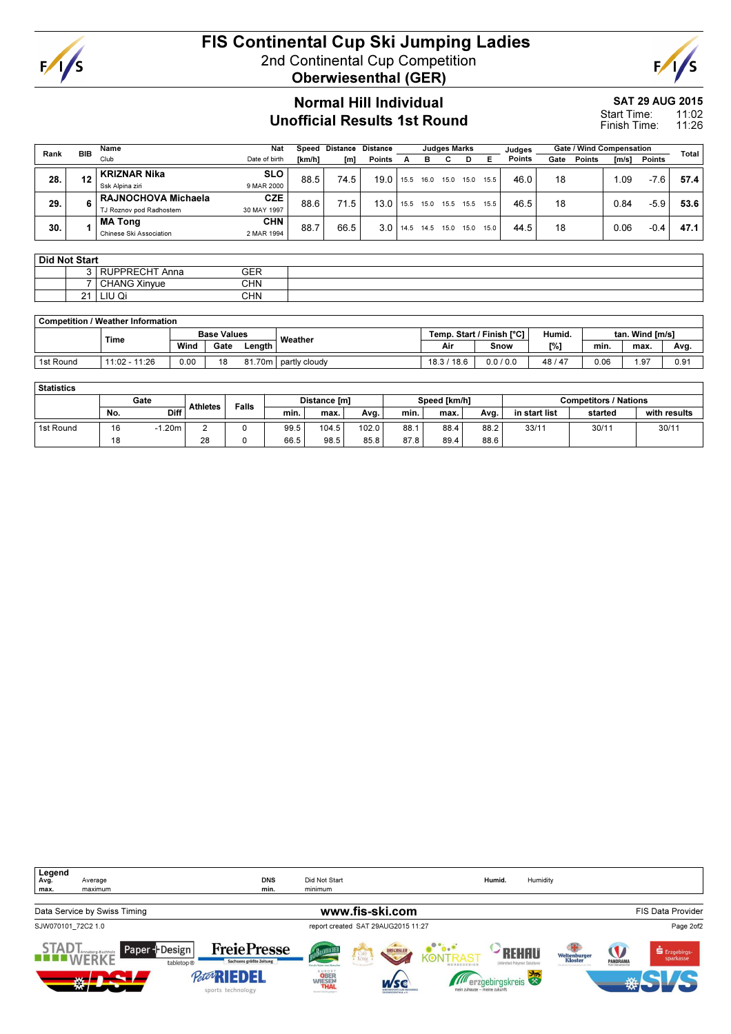# FIS Continental Cup Ski Jumping Ladies

## 2nd Continental Cup Competition

## Oberwiesenthal (GER)

### Normal Hill Individual

### Unofficial Results 1st Round

SAT 29 AUG 2015
Start Time: 11:02
Finish Time: 11:26

| Rank | BIB | Name / Club | Nat / Date of birth | Speed [km/h] | Distance [m] | Distance Points | A | B | C | D | E | Judges Points | Gate | Gate Points | Wind [m/s] | Wind Points | Total |
|---|---|---|---|---|---|---|---|---|---|---|---|---|---|---|---|---|---|
| 28. | 12 | **KRIZNAR Nika** Ssk Alpina ziri | SLO 9 MAR 2000 | 88.5 | 74.5 | 19.0 | 15.5 | 16.0 | 15.0 | 15.0 | 15.5 | 46.0 | 18 | | 1.09 | -7.6 | **57.4** |
| 29. | 6 | **RAJNOCHOVA Michaela** TJ Roznov pod Radhostem | CZE 30 MAY 1997 | 88.6 | 71.5 | 13.0 | 15.5 | 15.0 | 15.5 | 15.5 | 15.5 | 46.5 | 18 | | 0.84 | -5.9 | **53.6** |
| 30. | 1 | **MA Tong** Chinese Ski Association | CHN 2 MAR 1994 | 88.7 | 66.5 | 3.0 | 14.5 | 14.5 | 15.0 | 15.0 | 15.0 | 44.5 | 18 | | 0.06 | -0.4 | **47.1** |

**Did Not Start**

| BIB | Name | Nat |
|---|---|---|
| 3 | RUPPRECHT Anna | GER |
| 7 | CHANG Xinyue | CHN |
| 21 | LIU Qi | CHN |

**Competition / Weather Information**

| | Time | Base Values | | | Weather | Temp. Start / Finish [°C] | | Humid. | tan. Wind [m/s] | | |
|---|---|---|---|---|---|---|---|---|---|---|---|
| | | Wind | Gate | Length | | Air | Snow | [%] | min. | max. | Avg. |
| 1st Round | 11:02 - 11:26 | 0.00 | 18 | 81.70m | partly cloudy | 18.3 / 18.6 | 0.0 / 0.0 | 48 / 47 | 0.06 | 1.97 | 0.91 |

**Statistics**

| | Gate | | Athletes | Falls | Distance [m] | | | Speed [km/h] | | | Competitors / Nations | | |
|---|---|---|---|---|---|---|---|---|---|---|---|---|---|
| | No. | Diff | | | min. | max. | Avg. | min. | max. | Avg. | in start list | started | with results |
| 1st Round | 16 | -1.20m | 2 | 0 | 99.5 | 104.5 | 102.0 | 88.1 | 88.4 | 88.2 | 33/11 | 30/11 | 30/11 |
| | 18 | | 28 | 0 | 66.5 | 98.5 | 85.8 | 87.8 | 89.4 | 88.6 | | | |

**Legend**

| | | | | | |
|---|---|---|---|---|---|
| Avg. | Average | DNS | Did Not Start | Humid. | Humidity |
| max. | maximum | min. | minimum | | |

Data Service by Swiss Timing — www.fis-ski.com — FIS Data Provider

SJW070101_72C2 1.0 — report created SAT 29AUG2015 11:27